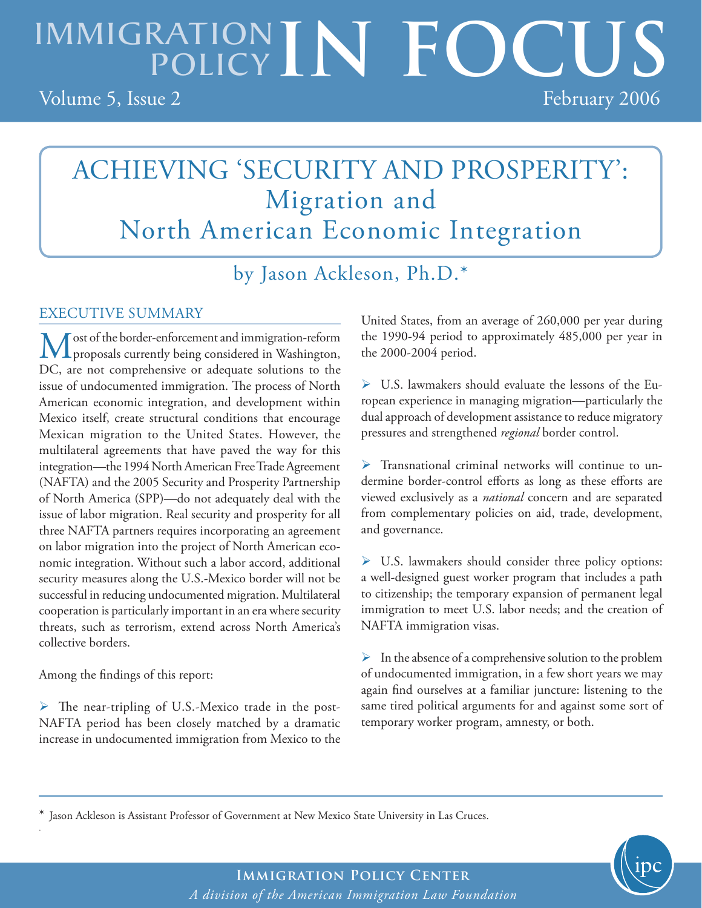# IMMIGRATION POLICY IN FOCUS

Volume 5, Issue 2 — February 2006

# ACHIEVING 'SECURITY AND PROSPERITY': Migration and North American Economic Integration

## by Jason Ackleson, Ph.D.*

## EXECUTIVE SUMMARY

Most of the border-enforcement and immigration-reform proposals currently being considered in Washington, DC, are not comprehensive or adequate solutions to the issue of undocumented immigration. The process of North American economic integration, and development within Mexico itself, create structural conditions that encourage Mexican migration to the United States. However, the multilateral agreements that have paved the way for this integration—the 1994 North American Free Trade Agreement (NAFTA) and the 2005 Security and Prosperity Partnership of North America (SPP)—do not adequately deal with the issue of labor migration. Real security and prosperity for all three NAFTA partners requires incorporating an agreement on labor migration into the project of North American economic integration. Without such a labor accord, additional security measures along the U.S.-Mexico border will not be successful in reducing undocumented migration. Multilateral cooperation is particularly important in an era where security threats, such as terrorism, extend across North America's collective borders.

Among the findings of this report:

- The near-tripling of U.S.-Mexico trade in the post-NAFTA period has been closely matched by a dramatic increase in undocumented immigration from Mexico to the United States, from an average of 260,000 per year during the 1990-94 period to approximately 485,000 per year in the 2000-2004 period.

- U.S. lawmakers should evaluate the lessons of the European experience in managing migration—particularly the dual approach of development assistance to reduce migratory pressures and strengthened *regional* border control.

- Transnational criminal networks will continue to undermine border-control efforts as long as these efforts are viewed exclusively as a *national* concern and are separated from complementary policies on aid, trade, development, and governance.

- U.S. lawmakers should consider three policy options: a well-designed guest worker program that includes a path to citizenship; the temporary expansion of permanent legal immigration to meet U.S. labor needs; and the creation of NAFTA immigration visas.

- In the absence of a comprehensive solution to the problem of undocumented immigration, in a few short years we may again find ourselves at a familiar juncture: listening to the same tired political arguments for and against some sort of temporary worker program, amnesty, or both.

---

* Jason Ackleson is Assistant Professor of Government at New Mexico State University in Las Cruces.

**Immigration Policy Center**
*A division of the American Immigration Law Foundation*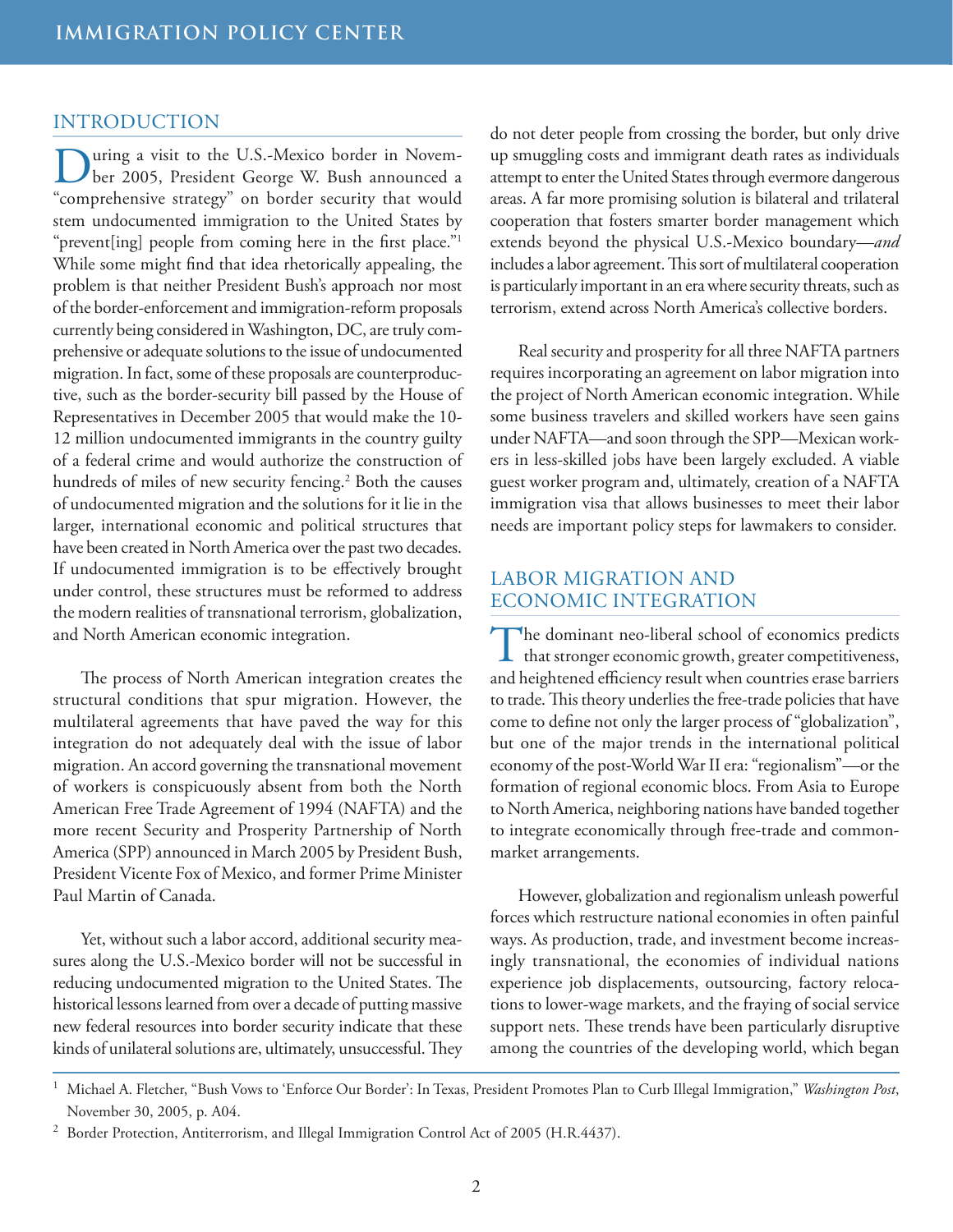## INTRODUCTION

During a visit to the U.S.-Mexico border in November 2005, President George W. Bush announced a "comprehensive strategy" on border security that would stem undocumented immigration to the United States by "prevent[ing] people from coming here in the first place."[1] While some might find that idea rhetorically appealing, the problem is that neither President Bush's approach nor most of the border-enforcement and immigration-reform proposals currently being considered in Washington, DC, are truly comprehensive or adequate solutions to the issue of undocumented migration. In fact, some of these proposals are counterproductive, such as the border-security bill passed by the House of Representatives in December 2005 that would make the 10-12 million undocumented immigrants in the country guilty of a federal crime and would authorize the construction of hundreds of miles of new security fencing.[2] Both the causes of undocumented migration and the solutions for it lie in the larger, international economic and political structures that have been created in North America over the past two decades. If undocumented immigration is to be effectively brought under control, these structures must be reformed to address the modern realities of transnational terrorism, globalization, and North American economic integration.

The process of North American integration creates the structural conditions that spur migration. However, the multilateral agreements that have paved the way for this integration do not adequately deal with the issue of labor migration. An accord governing the transnational movement of workers is conspicuously absent from both the North American Free Trade Agreement of 1994 (NAFTA) and the more recent Security and Prosperity Partnership of North America (SPP) announced in March 2005 by President Bush, President Vicente Fox of Mexico, and former Prime Minister Paul Martin of Canada.

Yet, without such a labor accord, additional security measures along the U.S.-Mexico border will not be successful in reducing undocumented migration to the United States. The historical lessons learned from over a decade of putting massive new federal resources into border security indicate that these kinds of unilateral solutions are, ultimately, unsuccessful. They do not deter people from crossing the border, but only drive up smuggling costs and immigrant death rates as individuals attempt to enter the United States through evermore dangerous areas. A far more promising solution is bilateral and trilateral cooperation that fosters smarter border management which extends beyond the physical U.S.-Mexico boundary—*and* includes a labor agreement. This sort of multilateral cooperation is particularly important in an era where security threats, such as terrorism, extend across North America's collective borders.

Real security and prosperity for all three NAFTA partners requires incorporating an agreement on labor migration into the project of North American economic integration. While some business travelers and skilled workers have seen gains under NAFTA—and soon through the SPP—Mexican workers in less-skilled jobs have been largely excluded. A viable guest worker program and, ultimately, creation of a NAFTA immigration visa that allows businesses to meet their labor needs are important policy steps for lawmakers to consider.

## LABOR MIGRATION AND ECONOMIC INTEGRATION

The dominant neo-liberal school of economics predicts that stronger economic growth, greater competitiveness, and heightened efficiency result when countries erase barriers to trade. This theory underlies the free-trade policies that have come to define not only the larger process of "globalization", but one of the major trends in the international political economy of the post-World War II era: "regionalism"—or the formation of regional economic blocs. From Asia to Europe to North America, neighboring nations have banded together to integrate economically through free-trade and common-market arrangements.

However, globalization and regionalism unleash powerful forces which restructure national economies in often painful ways. As production, trade, and investment become increasingly transnational, the economies of individual nations experience job displacements, outsourcing, factory relocations to lower-wage markets, and the fraying of social service support nets. These trends have been particularly disruptive among the countries of the developing world, which began

---

[1] Michael A. Fletcher, "Bush Vows to 'Enforce Our Border': In Texas, President Promotes Plan to Curb Illegal Immigration," *Washington Post*, November 30, 2005, p. A04.

[2] Border Protection, Antiterrorism, and Illegal Immigration Control Act of 2005 (H.R.4437).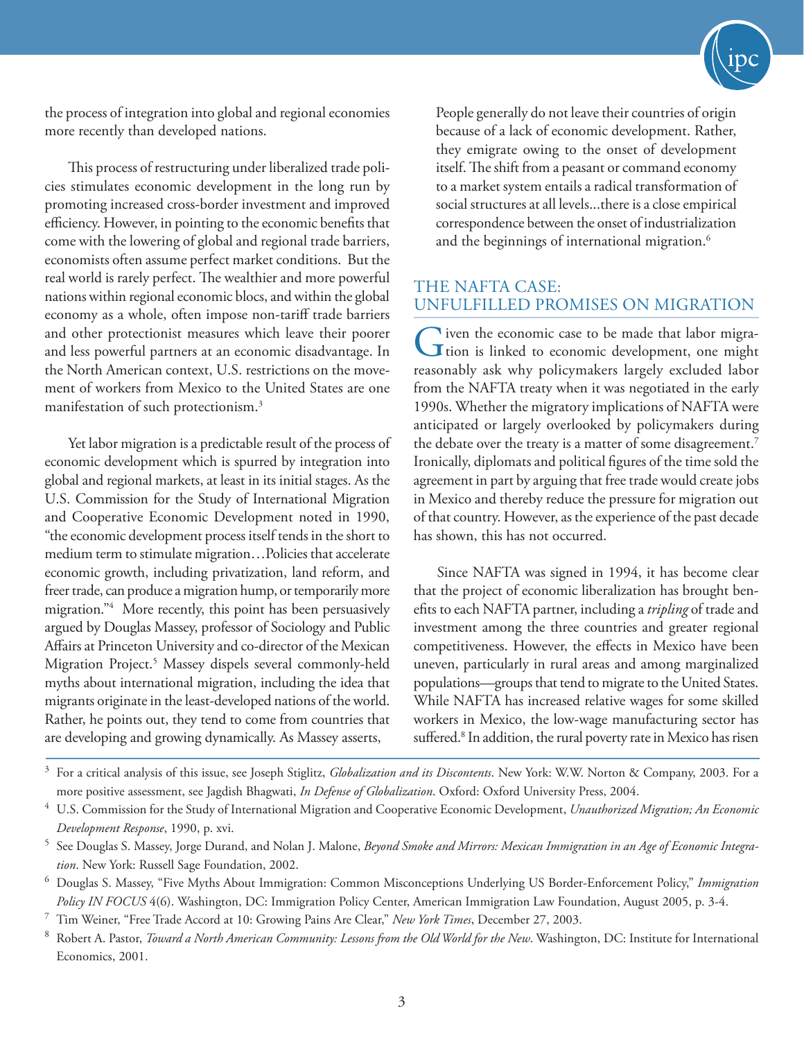the process of integration into global and regional economies more recently than developed nations.

This process of restructuring under liberalized trade policies stimulates economic development in the long run by promoting increased cross-border investment and improved efficiency. However, in pointing to the economic benefits that come with the lowering of global and regional trade barriers, economists often assume perfect market conditions. But the real world is rarely perfect. The wealthier and more powerful nations within regional economic blocs, and within the global economy as a whole, often impose non-tariff trade barriers and other protectionist measures which leave their poorer and less powerful partners at an economic disadvantage. In the North American context, U.S. restrictions on the movement of workers from Mexico to the United States are one manifestation of such protectionism.[3]

Yet labor migration is a predictable result of the process of economic development which is spurred by integration into global and regional markets, at least in its initial stages. As the U.S. Commission for the Study of International Migration and Cooperative Economic Development noted in 1990, "the economic development process itself tends in the short to medium term to stimulate migration…Policies that accelerate economic growth, including privatization, land reform, and freer trade, can produce a migration hump, or temporarily more migration."[4] More recently, this point has been persuasively argued by Douglas Massey, professor of Sociology and Public Affairs at Princeton University and co-director of the Mexican Migration Project.[5] Massey dispels several commonly-held myths about international migration, including the idea that migrants originate in the least-developed nations of the world. Rather, he points out, they tend to come from countries that are developing and growing dynamically. As Massey asserts,

> People generally do not leave their countries of origin because of a lack of economic development. Rather, they emigrate owing to the onset of development itself. The shift from a peasant or command economy to a market system entails a radical transformation of social structures at all levels...there is a close empirical correspondence between the onset of industrialization and the beginnings of international migration.[6]

## THE NAFTA CASE: UNFULFILLED PROMISES ON MIGRATION

Given the economic case to be made that labor migration is linked to economic development, one might reasonably ask why policymakers largely excluded labor from the NAFTA treaty when it was negotiated in the early 1990s. Whether the migratory implications of NAFTA were anticipated or largely overlooked by policymakers during the debate over the treaty is a matter of some disagreement.[7] Ironically, diplomats and political figures of the time sold the agreement in part by arguing that free trade would create jobs in Mexico and thereby reduce the pressure for migration out of that country. However, as the experience of the past decade has shown, this has not occurred.

Since NAFTA was signed in 1994, it has become clear that the project of economic liberalization has brought benefits to each NAFTA partner, including a *tripling* of trade and investment among the three countries and greater regional competitiveness. However, the effects in Mexico have been uneven, particularly in rural areas and among marginalized populations—groups that tend to migrate to the United States. While NAFTA has increased relative wages for some skilled workers in Mexico, the low-wage manufacturing sector has suffered.[8] In addition, the rural poverty rate in Mexico has risen

---

[3] For a critical analysis of this issue, see Joseph Stiglitz, *Globalization and its Discontents*. New York: W.W. Norton & Company, 2003. For a more positive assessment, see Jagdish Bhagwati, *In Defense of Globalization*. Oxford: Oxford University Press, 2004.

[4] U.S. Commission for the Study of International Migration and Cooperative Economic Development, *Unauthorized Migration; An Economic Development Response*, 1990, p. xvi.

[5] See Douglas S. Massey, Jorge Durand, and Nolan J. Malone, *Beyond Smoke and Mirrors: Mexican Immigration in an Age of Economic Integration*. New York: Russell Sage Foundation, 2002.

[6] Douglas S. Massey, "Five Myths About Immigration: Common Misconceptions Underlying US Border-Enforcement Policy," *Immigration Policy IN FOCUS* 4(6). Washington, DC: Immigration Policy Center, American Immigration Law Foundation, August 2005, p. 3-4.

[7] Tim Weiner, "Free Trade Accord at 10: Growing Pains Are Clear," *New York Times*, December 27, 2003.

[8] Robert A. Pastor, *Toward a North American Community: Lessons from the Old World for the New*. Washington, DC: Institute for International Economics, 2001.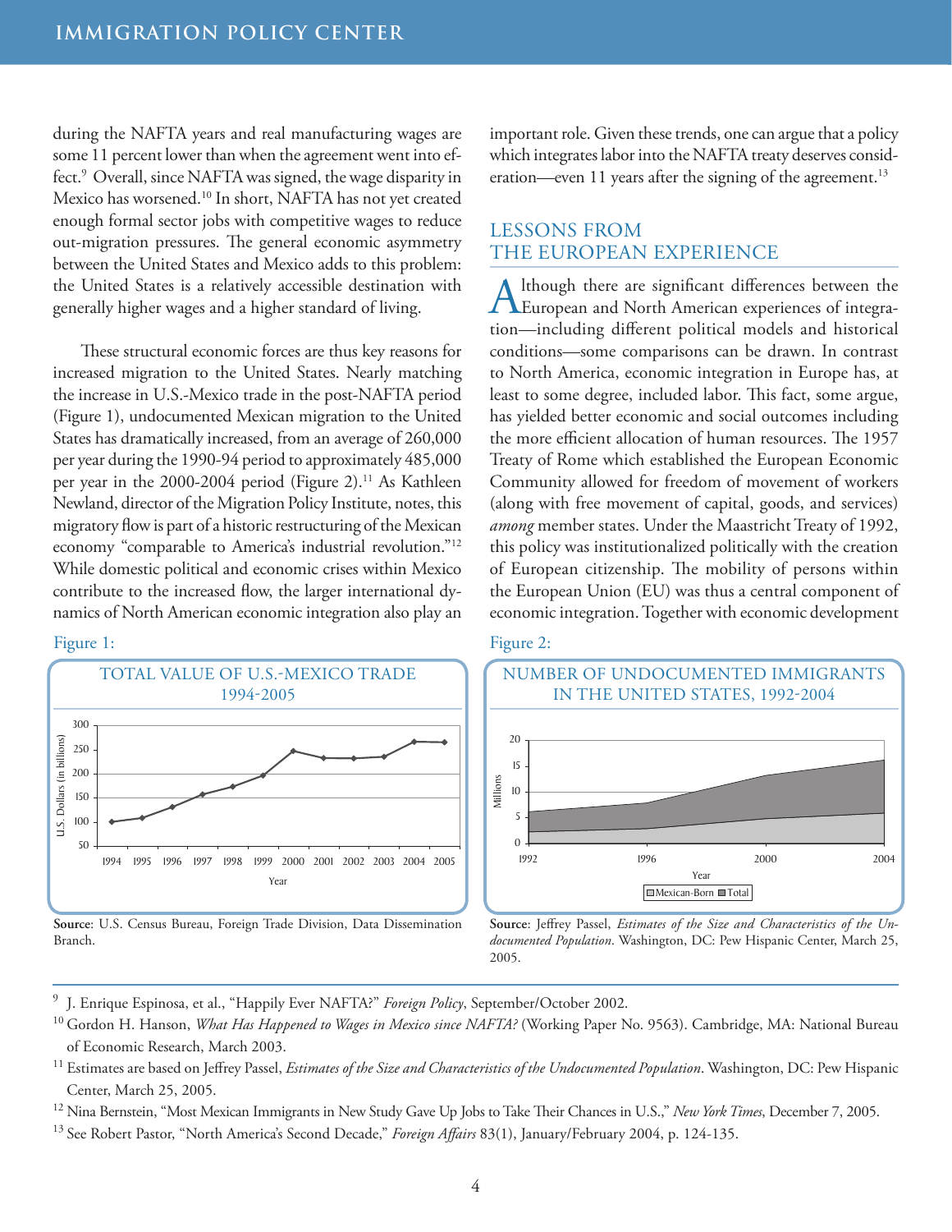during the NAFTA years and real manufacturing wages are some 11 percent lower than when the agreement went into effect.[9] Overall, since NAFTA was signed, the wage disparity in Mexico has worsened.[10] In short, NAFTA has not yet created enough formal sector jobs with competitive wages to reduce out-migration pressures. The general economic asymmetry between the United States and Mexico adds to this problem: the United States is a relatively accessible destination with generally higher wages and a higher standard of living.

These structural economic forces are thus key reasons for increased migration to the United States. Nearly matching the increase in U.S.-Mexico trade in the post-NAFTA period (Figure 1), undocumented Mexican migration to the United States has dramatically increased, from an average of 260,000 per year during the 1990-94 period to approximately 485,000 per year in the 2000-2004 period (Figure 2).[11] As Kathleen Newland, director of the Migration Policy Institute, notes, this migratory flow is part of a historic restructuring of the Mexican economy "comparable to America's industrial revolution."[12] While domestic political and economic crises within Mexico contribute to the increased flow, the larger international dynamics of North American economic integration also play an important role. Given these trends, one can argue that a policy which integrates labor into the NAFTA treaty deserves consideration—even 11 years after the signing of the agreement.[13]

## LESSONS FROM THE EUROPEAN EXPERIENCE

Although there are significant differences between the European and North American experiences of integration—including different political models and historical conditions—some comparisons can be drawn. In contrast to North America, economic integration in Europe has, at least to some degree, included labor. This fact, some argue, has yielded better economic and social outcomes including the more efficient allocation of human resources. The 1957 Treaty of Rome which established the European Economic Community allowed for freedom of movement of workers (along with free movement of capital, goods, and services) *among* member states. Under the Maastricht Treaty of 1992, this policy was institutionalized politically with the creation of European citizenship. The mobility of persons within the European Union (EU) was thus a central component of economic integration. Together with economic development

Figure 1:

TOTAL VALUE OF U.S.-MEXICO TRADE 1994-2005

**Source**: U.S. Census Bureau, Foreign Trade Division, Data Dissemination Branch.

Figure 2:

NUMBER OF UNDOCUMENTED IMMIGRANTS IN THE UNITED STATES, 1992-2004

**Source**: Jeffrey Passel, *Estimates of the Size and Characteristics of the Undocumented Population*. Washington, DC: Pew Hispanic Center, March 25, 2005.

---

[9] J. Enrique Espinosa, et al., "Happily Ever NAFTA?" *Foreign Policy*, September/October 2002.

[10] Gordon H. Hanson, *What Has Happened to Wages in Mexico since NAFTA?* (Working Paper No. 9563). Cambridge, MA: National Bureau of Economic Research, March 2003.

[11] Estimates are based on Jeffrey Passel, *Estimates of the Size and Characteristics of the Undocumented Population*. Washington, DC: Pew Hispanic Center, March 25, 2005.

[12] Nina Bernstein, "Most Mexican Immigrants in New Study Gave Up Jobs to Take Their Chances in U.S.," *New York Times*, December 7, 2005.

[13] See Robert Pastor, "North America's Second Decade," *Foreign Affairs* 83(1), January/February 2004, p. 124-135.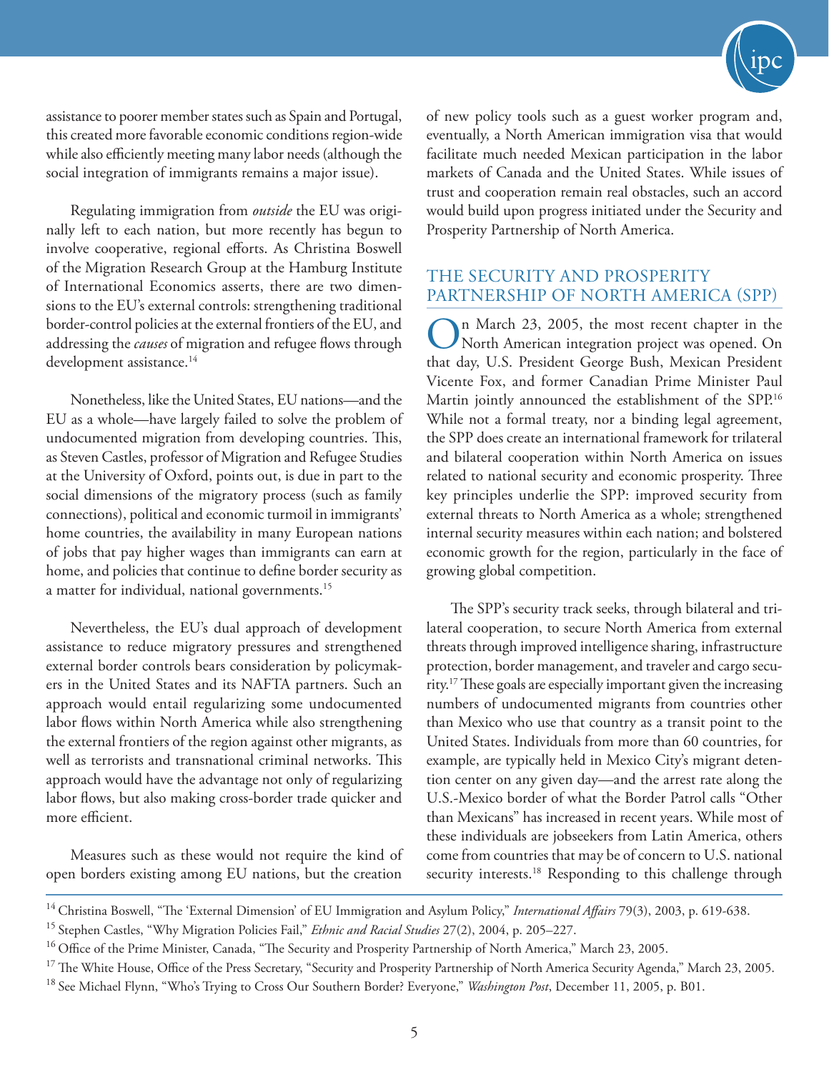assistance to poorer member states such as Spain and Portugal, this created more favorable economic conditions region-wide while also efficiently meeting many labor needs (although the social integration of immigrants remains a major issue).

Regulating immigration from *outside* the EU was originally left to each nation, but more recently has begun to involve cooperative, regional efforts. As Christina Boswell of the Migration Research Group at the Hamburg Institute of International Economics asserts, there are two dimensions to the EU's external controls: strengthening traditional border-control policies at the external frontiers of the EU, and addressing the *causes* of migration and refugee flows through development assistance.[14]

Nonetheless, like the United States, EU nations—and the EU as a whole—have largely failed to solve the problem of undocumented migration from developing countries. This, as Steven Castles, professor of Migration and Refugee Studies at the University of Oxford, points out, is due in part to the social dimensions of the migratory process (such as family connections), political and economic turmoil in immigrants' home countries, the availability in many European nations of jobs that pay higher wages than immigrants can earn at home, and policies that continue to define border security as a matter for individual, national governments.[15]

Nevertheless, the EU's dual approach of development assistance to reduce migratory pressures and strengthened external border controls bears consideration by policymakers in the United States and its NAFTA partners. Such an approach would entail regularizing some undocumented labor flows within North America while also strengthening the external frontiers of the region against other migrants, as well as terrorists and transnational criminal networks. This approach would have the advantage not only of regularizing labor flows, but also making cross-border trade quicker and more efficient.

Measures such as these would not require the kind of open borders existing among EU nations, but the creation of new policy tools such as a guest worker program and, eventually, a North American immigration visa that would facilitate much needed Mexican participation in the labor markets of Canada and the United States. While issues of trust and cooperation remain real obstacles, such an accord would build upon progress initiated under the Security and Prosperity Partnership of North America.

## THE SECURITY AND PROSPERITY PARTNERSHIP OF NORTH AMERICA (SPP)

On March 23, 2005, the most recent chapter in the North American integration project was opened. On that day, U.S. President George Bush, Mexican President Vicente Fox, and former Canadian Prime Minister Paul Martin jointly announced the establishment of the SPP.[16] While not a formal treaty, nor a binding legal agreement, the SPP does create an international framework for trilateral and bilateral cooperation within North America on issues related to national security and economic prosperity. Three key principles underlie the SPP: improved security from external threats to North America as a whole; strengthened internal security measures within each nation; and bolstered economic growth for the region, particularly in the face of growing global competition.

The SPP's security track seeks, through bilateral and trilateral cooperation, to secure North America from external threats through improved intelligence sharing, infrastructure protection, border management, and traveler and cargo security.[17] These goals are especially important given the increasing numbers of undocumented migrants from countries other than Mexico who use that country as a transit point to the United States. Individuals from more than 60 countries, for example, are typically held in Mexico City's migrant detention center on any given day—and the arrest rate along the U.S.-Mexico border of what the Border Patrol calls "Other than Mexicans" has increased in recent years. While most of these individuals are jobseekers from Latin America, others come from countries that may be of concern to U.S. national security interests.[18] Responding to this challenge through

---

[14] Christina Boswell, "The 'External Dimension' of EU Immigration and Asylum Policy," *International Affairs* 79(3), 2003, p. 619-638.

[15] Stephen Castles, "Why Migration Policies Fail," *Ethnic and Racial Studies* 27(2), 2004, p. 205–227.

[16] Office of the Prime Minister, Canada, "The Security and Prosperity Partnership of North America," March 23, 2005.

[17] The White House, Office of the Press Secretary, "Security and Prosperity Partnership of North America Security Agenda," March 23, 2005.

[18] See Michael Flynn, "Who's Trying to Cross Our Southern Border? Everyone," *Washington Post*, December 11, 2005, p. B01.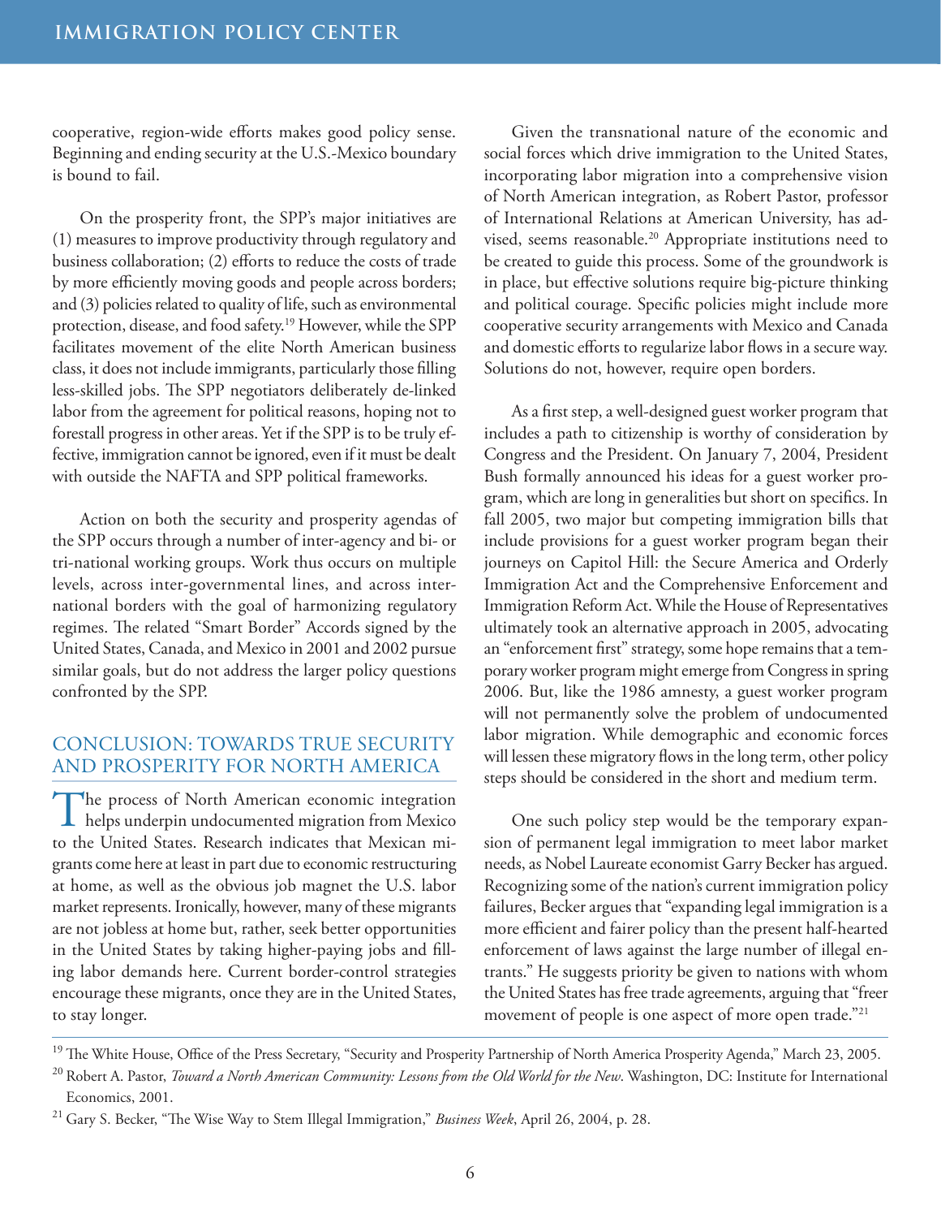cooperative, region-wide efforts makes good policy sense. Beginning and ending security at the U.S.-Mexico boundary is bound to fail.

On the prosperity front, the SPP's major initiatives are (1) measures to improve productivity through regulatory and business collaboration; (2) efforts to reduce the costs of trade by more efficiently moving goods and people across borders; and (3) policies related to quality of life, such as environmental protection, disease, and food safety.[19] However, while the SPP facilitates movement of the elite North American business class, it does not include immigrants, particularly those filling less-skilled jobs. The SPP negotiators deliberately de-linked labor from the agreement for political reasons, hoping not to forestall progress in other areas. Yet if the SPP is to be truly effective, immigration cannot be ignored, even if it must be dealt with outside the NAFTA and SPP political frameworks.

Action on both the security and prosperity agendas of the SPP occurs through a number of inter-agency and bi- or tri-national working groups. Work thus occurs on multiple levels, across inter-governmental lines, and across international borders with the goal of harmonizing regulatory regimes. The related "Smart Border" Accords signed by the United States, Canada, and Mexico in 2001 and 2002 pursue similar goals, but do not address the larger policy questions confronted by the SPP.

## CONCLUSION: TOWARDS TRUE SECURITY AND PROSPERITY FOR NORTH AMERICA

The process of North American economic integration helps underpin undocumented migration from Mexico to the United States. Research indicates that Mexican migrants come here at least in part due to economic restructuring at home, as well as the obvious job magnet the U.S. labor market represents. Ironically, however, many of these migrants are not jobless at home but, rather, seek better opportunities in the United States by taking higher-paying jobs and filling labor demands here. Current border-control strategies encourage these migrants, once they are in the United States, to stay longer.

Given the transnational nature of the economic and social forces which drive immigration to the United States, incorporating labor migration into a comprehensive vision of North American integration, as Robert Pastor, professor of International Relations at American University, has advised, seems reasonable.[20] Appropriate institutions need to be created to guide this process. Some of the groundwork is in place, but effective solutions require big-picture thinking and political courage. Specific policies might include more cooperative security arrangements with Mexico and Canada and domestic efforts to regularize labor flows in a secure way. Solutions do not, however, require open borders.

As a first step, a well-designed guest worker program that includes a path to citizenship is worthy of consideration by Congress and the President. On January 7, 2004, President Bush formally announced his ideas for a guest worker program, which are long in generalities but short on specifics. In fall 2005, two major but competing immigration bills that include provisions for a guest worker program began their journeys on Capitol Hill: the Secure America and Orderly Immigration Act and the Comprehensive Enforcement and Immigration Reform Act. While the House of Representatives ultimately took an alternative approach in 2005, advocating an "enforcement first" strategy, some hope remains that a temporary worker program might emerge from Congress in spring 2006. But, like the 1986 amnesty, a guest worker program will not permanently solve the problem of undocumented labor migration. While demographic and economic forces will lessen these migratory flows in the long term, other policy steps should be considered in the short and medium term.

One such policy step would be the temporary expansion of permanent legal immigration to meet labor market needs, as Nobel Laureate economist Garry Becker has argued. Recognizing some of the nation's current immigration policy failures, Becker argues that "expanding legal immigration is a more efficient and fairer policy than the present half-hearted enforcement of laws against the large number of illegal entrants." He suggests priority be given to nations with whom the United States has free trade agreements, arguing that "freer movement of people is one aspect of more open trade."[21]

---

[19] The White House, Office of the Press Secretary, "Security and Prosperity Partnership of North America Prosperity Agenda," March 23, 2005.

[20] Robert A. Pastor, *Toward a North American Community: Lessons from the Old World for the New*. Washington, DC: Institute for International Economics, 2001.

[21] Gary S. Becker, "The Wise Way to Stem Illegal Immigration," *Business Week*, April 26, 2004, p. 28.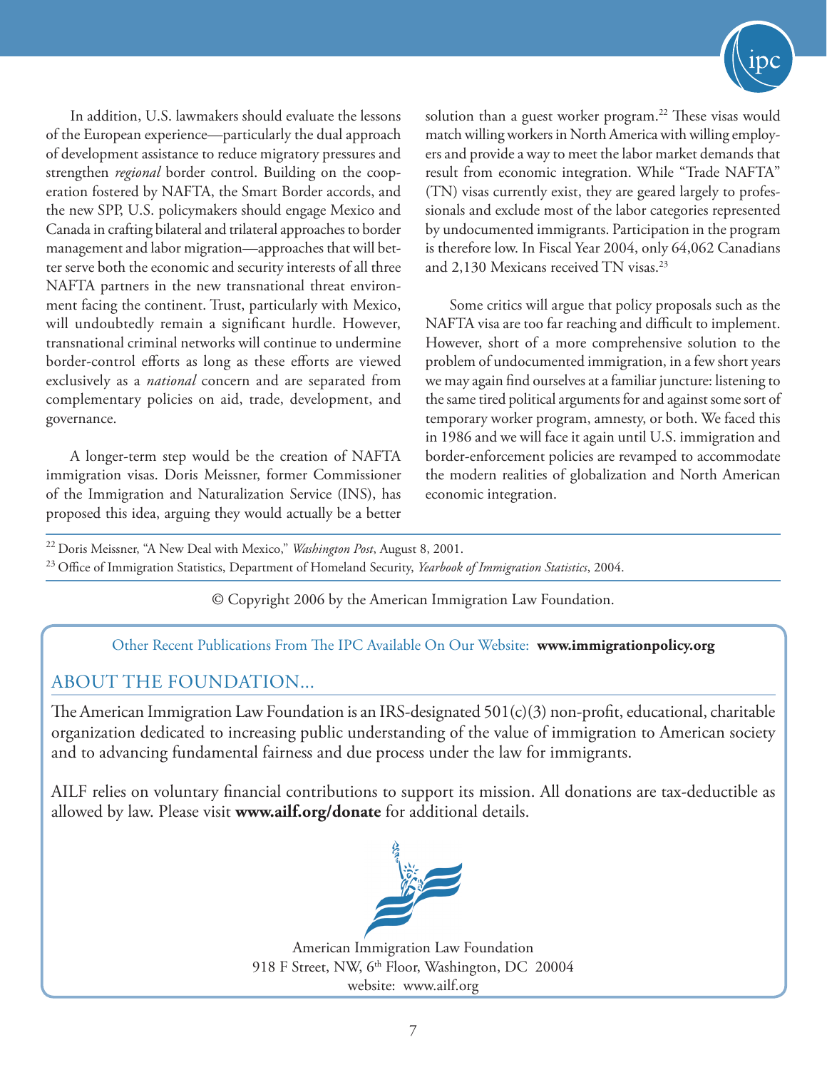In addition, U.S. lawmakers should evaluate the lessons of the European experience—particularly the dual approach of development assistance to reduce migratory pressures and strengthen *regional* border control. Building on the cooperation fostered by NAFTA, the Smart Border accords, and the new SPP, U.S. policymakers should engage Mexico and Canada in crafting bilateral and trilateral approaches to border management and labor migration—approaches that will better serve both the economic and security interests of all three NAFTA partners in the new transnational threat environment facing the continent. Trust, particularly with Mexico, will undoubtedly remain a significant hurdle. However, transnational criminal networks will continue to undermine border-control efforts as long as these efforts are viewed exclusively as a *national* concern and are separated from complementary policies on aid, trade, development, and governance.

A longer-term step would be the creation of NAFTA immigration visas. Doris Meissner, former Commissioner of the Immigration and Naturalization Service (INS), has proposed this idea, arguing they would actually be a better solution than a guest worker program.[22] These visas would match willing workers in North America with willing employers and provide a way to meet the labor market demands that result from economic integration. While "Trade NAFTA" (TN) visas currently exist, they are geared largely to professionals and exclude most of the labor categories represented by undocumented immigrants. Participation in the program is therefore low. In Fiscal Year 2004, only 64,062 Canadians and 2,130 Mexicans received TN visas.[23]

Some critics will argue that policy proposals such as the NAFTA visa are too far reaching and difficult to implement. However, short of a more comprehensive solution to the problem of undocumented immigration, in a few short years we may again find ourselves at a familiar juncture: listening to the same tired political arguments for and against some sort of temporary worker program, amnesty, or both. We faced this in 1986 and we will face it again until U.S. immigration and border-enforcement policies are revamped to accommodate the modern realities of globalization and North American economic integration.

---

[22] Doris Meissner, "A New Deal with Mexico," *Washington Post*, August 8, 2001.

[23] Office of Immigration Statistics, Department of Homeland Security, *Yearbook of Immigration Statistics*, 2004.

---

© Copyright 2006 by the American Immigration Law Foundation.

Other Recent Publications From The IPC Available On Our Website: **www.immigrationpolicy.org**

## ABOUT THE FOUNDATION...

The American Immigration Law Foundation is an IRS-designated 501(c)(3) non-profit, educational, charitable organization dedicated to increasing public understanding of the value of immigration to American society and to advancing fundamental fairness and due process under the law for immigrants.

AILF relies on voluntary financial contributions to support its mission. All donations are tax-deductible as allowed by law. Please visit **www.ailf.org/donate** for additional details.

American Immigration Law Foundation
918 F Street, NW, 6th Floor, Washington, DC 20004
website: www.ailf.org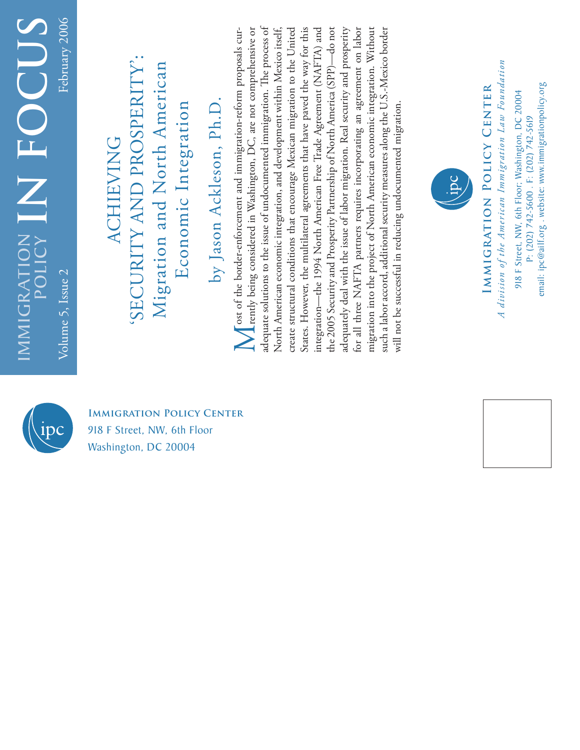IMMIGRATION POLICY

# IN FOCUS

Volume 5, Issue 2

February 2006

# ACHIEVING 'SECURITY AND PROSPERITY': Migration and North American Economic Integration

## by Jason Ackleson, Ph.D.

Most of the border-enforcement and immigration-reform proposals currently being considered in Washington, DC, are not comprehensive or adequate solutions to the issue of undocumented immigration. The process of North American economic integration, and development within Mexico itself, create structural conditions that encourage Mexican migration to the United States. However, the multilateral agreements that have paved the way for this integration—the 1994 North American Free Trade Agreement (NAFTA) and the 2005 Security and Prosperity Partnership of North America (SPP)—do not adequately deal with the issue of labor migration. Real security and prosperity for all three NAFTA partners requires incorporating an agreement on labor migration into the project of North American economic integration. Without such a labor accord, additional security measures along the U.S.-Mexico border will not be successful in reducing undocumented migration.

ipc

**IMMIGRATION POLICY CENTER**

*A division of the American Immigration Law Foundation*

918 F Street, NW, 6th Floor, Washington, DC 20004

P: (202) 742-5600 . F: (202) 742-5619

email: ipc@ailf.org . website: www.immigrationpolicy.org

ipc

**IMMIGRATION POLICY CENTER**

918 F Street, NW, 6th Floor

Washington, DC 20004